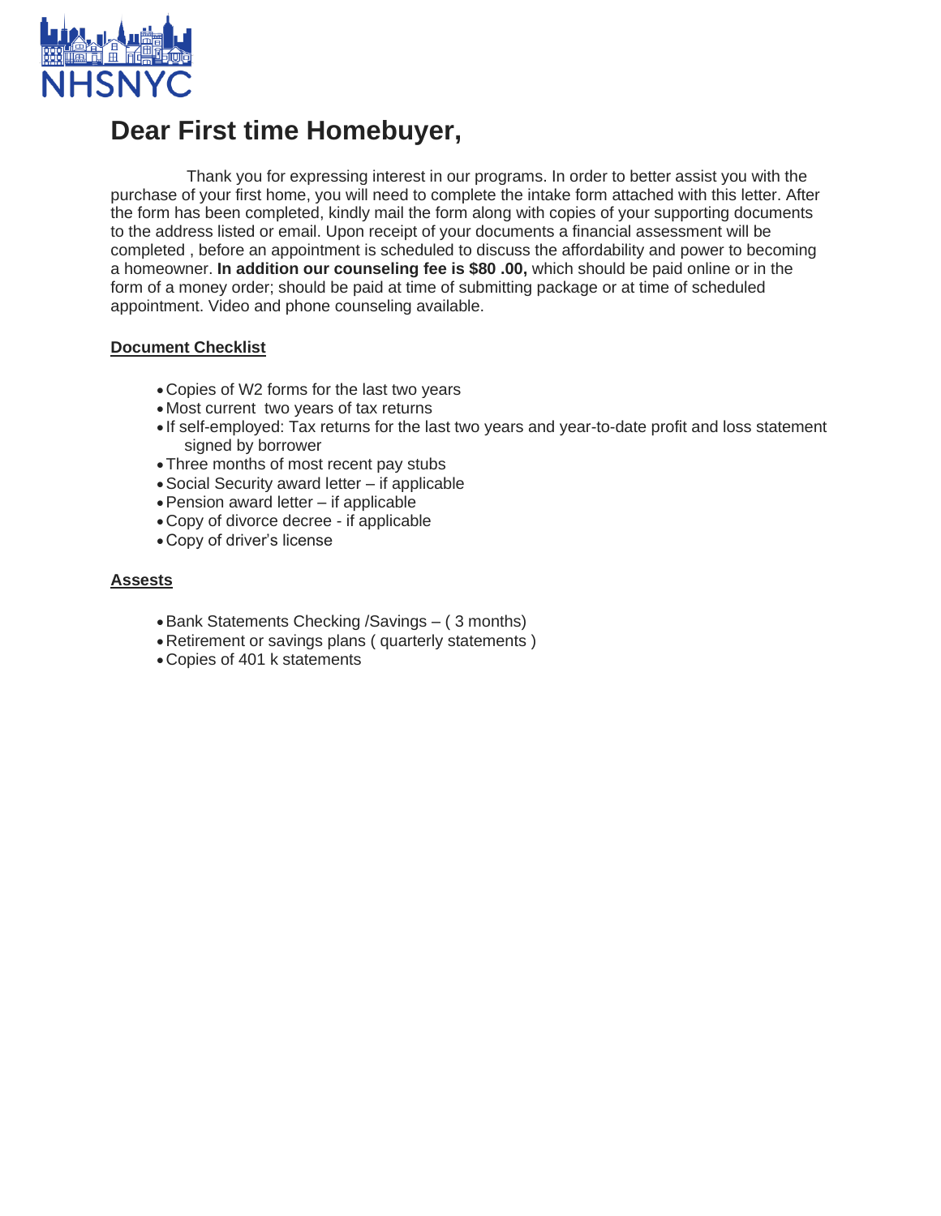NHSNYC

# Dear First time Homebuyer,

Thank you for expressing interest in our programs. In order to better assist you with the purchase of your first home, you will need to complete the intake form attached with this letter. After the form has been completed, kindly mail the form along with copies of your supporting documents to the address listed or email. Upon receipt of your documents a financial assessment will be completed , before an appointment is scheduled to discuss the affordability and power to becoming a homeowner. **In addition our counseling fee is $80 .00,** which should be paid online or in the form of a money order; should be paid at time of submitting package or at time of scheduled appointment. Video and phone counseling available.

**Document Checklist**

- Copies of W2 forms for the last two years
- Most current two years of tax returns
- If self-employed: Tax returns for the last two years and year-to-date profit and loss statement signed by borrower
- Three months of most recent pay stubs
- Social Security award letter – if applicable
- Pension award letter – if applicable
- Copy of divorce decree - if applicable
- Copy of driver's license

**Assests**

- Bank Statements Checking /Savings – ( 3 months)
- Retirement or savings plans ( quarterly statements )
- Copies of 401 k statements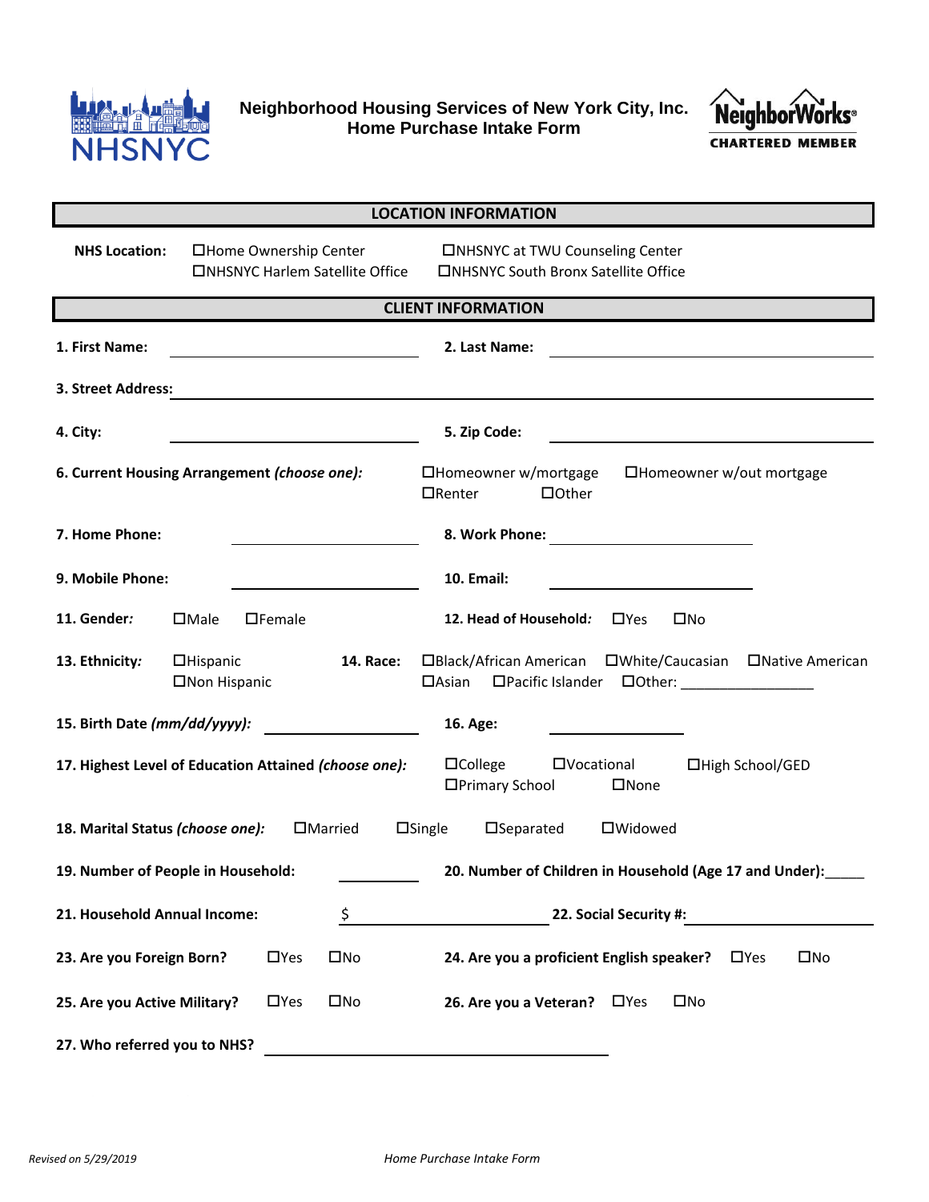**Neighborhood Housing Services of New York City, Inc.**
**Home Purchase Intake Form**

NeighborWorks® CHARTERED MEMBER

## LOCATION INFORMATION

**NHS Location:** ☐Home Ownership Center ☐NHSNYC at TWU Counseling Center ☐NHSNYC Harlem Satellite Office ☐NHSNYC South Bronx Satellite Office

## CLIENT INFORMATION

**1. First Name:** ______________________ **2. Last Name:** ______________________

**3. Street Address:** ____________________________________________

**4. City:** ______________________ **5. Zip Code:** ______________________

**6. Current Housing Arrangement *(choose one)*:** ☐Homeowner w/mortgage ☐Homeowner w/out mortgage ☐Renter ☐Other

**7. Home Phone:** ______________________ **8. Work Phone:** ______________________

**9. Mobile Phone:** ______________________ **10. Email:** ______________________

**11. Gender:** ☐Male ☐Female **12. Head of Household:** ☐Yes ☐No

**13. Ethnicity:** ☐Hispanic ☐Non Hispanic **14. Race:** ☐Black/African American ☐White/Caucasian ☐Native American ☐Asian ☐Pacific Islander ☐Other: ________________

**15. Birth Date *(mm/dd/yyyy)*:** ______________ **16. Age:** ______________

**17. Highest Level of Education Attained *(choose one)*:** ☐College ☐Vocational ☐High School/GED ☐Primary School ☐None

**18. Marital Status *(choose one)*:** ☐Married ☐Single ☐Separated ☐Widowed

**19. Number of People in Household:** __________ **20. Number of Children in Household (Age 17 and Under):**_____

**21. Household Annual Income:** $ ______________________ **22. Social Security #:** ______________________

**23. Are you Foreign Born?** ☐Yes ☐No **24. Are you a proficient English speaker?** ☐Yes ☐No

**25. Are you Active Military?** ☐Yes ☐No **26. Are you a Veteran?** ☐Yes ☐No

**27. Who referred you to NHS?** ______________________________________

*Revised on 5/29/2019* *Home Purchase Intake Form*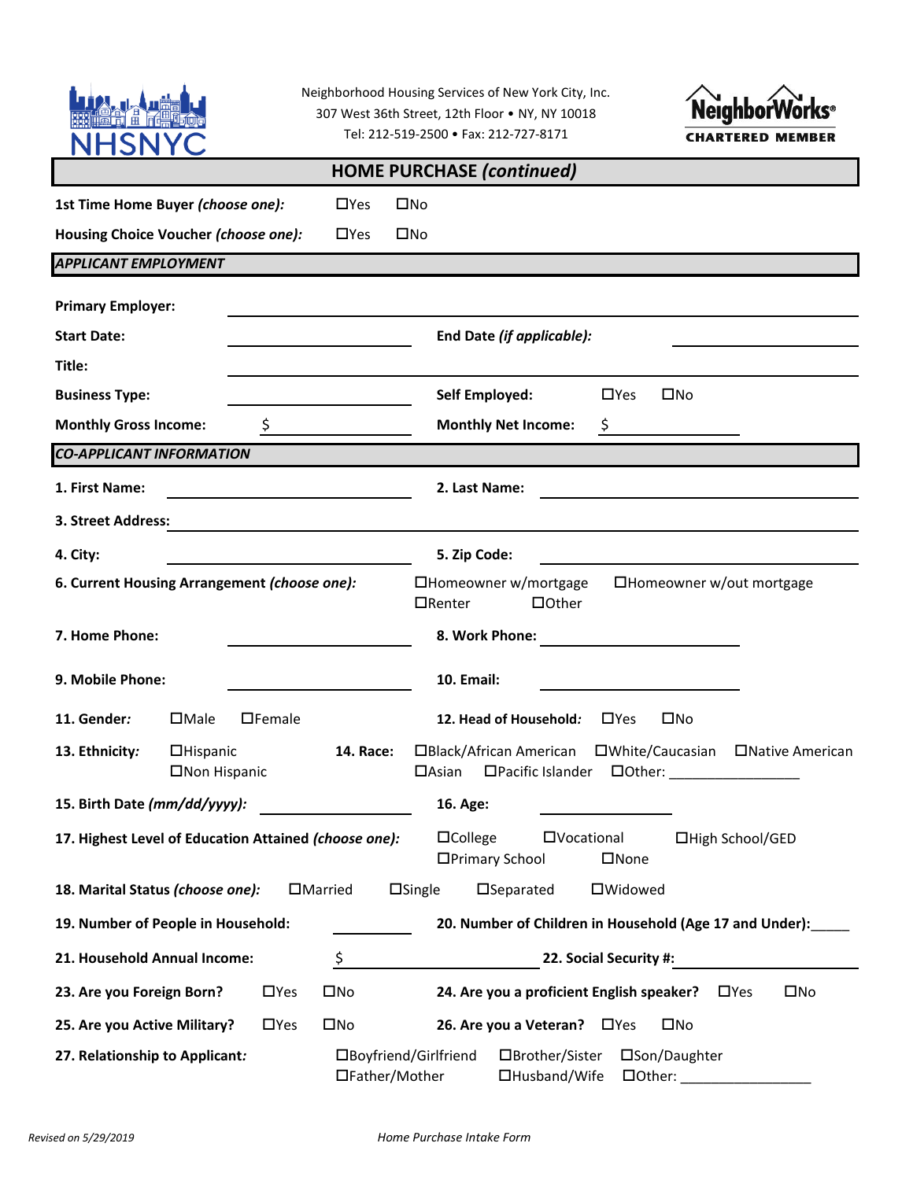Neighborhood Housing Services of New York City, Inc.
307 West 36th Street, 12th Floor • NY, NY 10018
Tel: 212-519-2500 • Fax: 212-727-8171

## HOME PURCHASE *(continued)*

**1st Time Home Buyer *(choose one)*:** ☐Yes ☐No

**Housing Choice Voucher *(choose one)*:** ☐Yes ☐No

### *APPLICANT EMPLOYMENT*

**Primary Employer:** ______________________________

**Start Date:** ______________ **End Date *(if applicable)*:** ______________

**Title:** ______________________________

**Business Type:** ______________ **Self Employed:** ☐Yes ☐No

**Monthly Gross Income:** $ ______________ **Monthly Net Income:** $ ______________

### *CO-APPLICANT INFORMATION*

**1. First Name:** ______________ **2. Last Name:** ______________

**3. Street Address:** ______________________________

**4. City:** ______________ **5. Zip Code:** ______________

**6. Current Housing Arrangement *(choose one)*:** ☐Homeowner w/mortgage ☐Homeowner w/out mortgage ☐Renter ☐Other

**7. Home Phone:** ______________ **8. Work Phone:** ______________

**9. Mobile Phone:** ______________ **10. Email:** ______________

**11. Gender:** ☐Male ☐Female **12. Head of Household:** ☐Yes ☐No

**13. Ethnicity:** ☐Hispanic ☐Non Hispanic **14. Race:** ☐Black/African American ☐White/Caucasian ☐Native American ☐Asian ☐Pacific Islander ☐Other: ________________

**15. Birth Date *(mm/dd/yyyy)*:** ______________ **16. Age:** ______________

**17. Highest Level of Education Attained *(choose one)*:** ☐College ☐Vocational ☐High School/GED ☐Primary School ☐None

**18. Marital Status *(choose one)*:** ☐Married ☐Single ☐Separated ☐Widowed

**19. Number of People in Household:** ________ **20. Number of Children in Household (Age 17 and Under):**_____

**21. Household Annual Income:** $ ______________ **22. Social Security #:** ______________

**23. Are you Foreign Born?** ☐Yes ☐No **24. Are you a proficient English speaker?** ☐Yes ☐No

**25. Are you Active Military?** ☐Yes ☐No **26. Are you a Veteran?** ☐Yes ☐No

**27. Relationship to Applicant:** ☐Boyfriend/Girlfriend ☐Brother/Sister ☐Son/Daughter ☐Father/Mother ☐Husband/Wife ☐Other: ________________

*Revised on 5/29/2019* *Home Purchase Intake Form*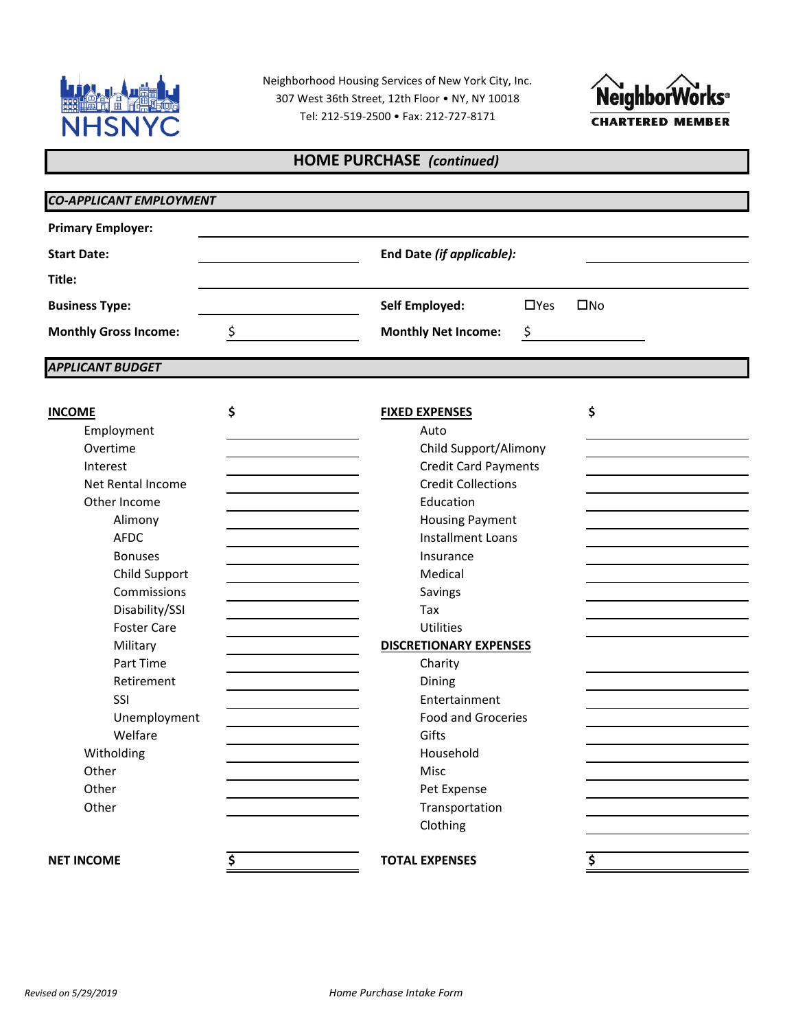Neighborhood Housing Services of New York City, Inc.
307 West 36th Street, 12th Floor • NY, NY 10018
Tel: 212-519-2500 • Fax: 212-727-8171

NHSNYC | NeighborWorks® CHARTERED MEMBER

## HOME PURCHASE *(continued)*

### *CO-APPLICANT EMPLOYMENT*

**Primary Employer:** ______________________

| | | | |
|---|---|---|---|
| **Start Date:** | ______________ | **End Date *(if applicable)*:** | ______________ |
| **Title:** | ______________ | | |
| **Business Type:** | ______________ | **Self Employed:** | ☐Yes ☐No |
| **Monthly Gross Income:** | $ ______________ | **Monthly Net Income:** | $ ______________ |

### *APPLICANT BUDGET*

| **INCOME** | **$** | **FIXED EXPENSES** | **$** |
|---|---|---|---|
| Employment | | Auto | |
| Overtime | | Child Support/Alimony | |
| Interest | | Credit Card Payments | |
| Net Rental Income | | Credit Collections | |
| Other Income | | Education | |
| Alimony | | Housing Payment | |
| AFDC | | Installment Loans | |
| Bonuses | | Insurance | |
| Child Support | | Medical | |
| Commissions | | Savings | |
| Disability/SSI | | Tax | |
| Foster Care | | Utilities | |
| Military | | **DISCRETIONARY EXPENSES** | |
| Part Time | | Charity | |
| Retirement | | Dining | |
| SSI | | Entertainment | |
| Unemployment | | Food and Groceries | |
| Welfare | | Gifts | |
| Witholding | | Household | |
| Other | | Misc | |
| Other | | Pet Expense | |
| Other | | Transportation | |
| | | Clothing | |
| **NET INCOME** | **$** | **TOTAL EXPENSES** | **$** |

*Revised on 5/29/2019* — *Home Purchase Intake Form*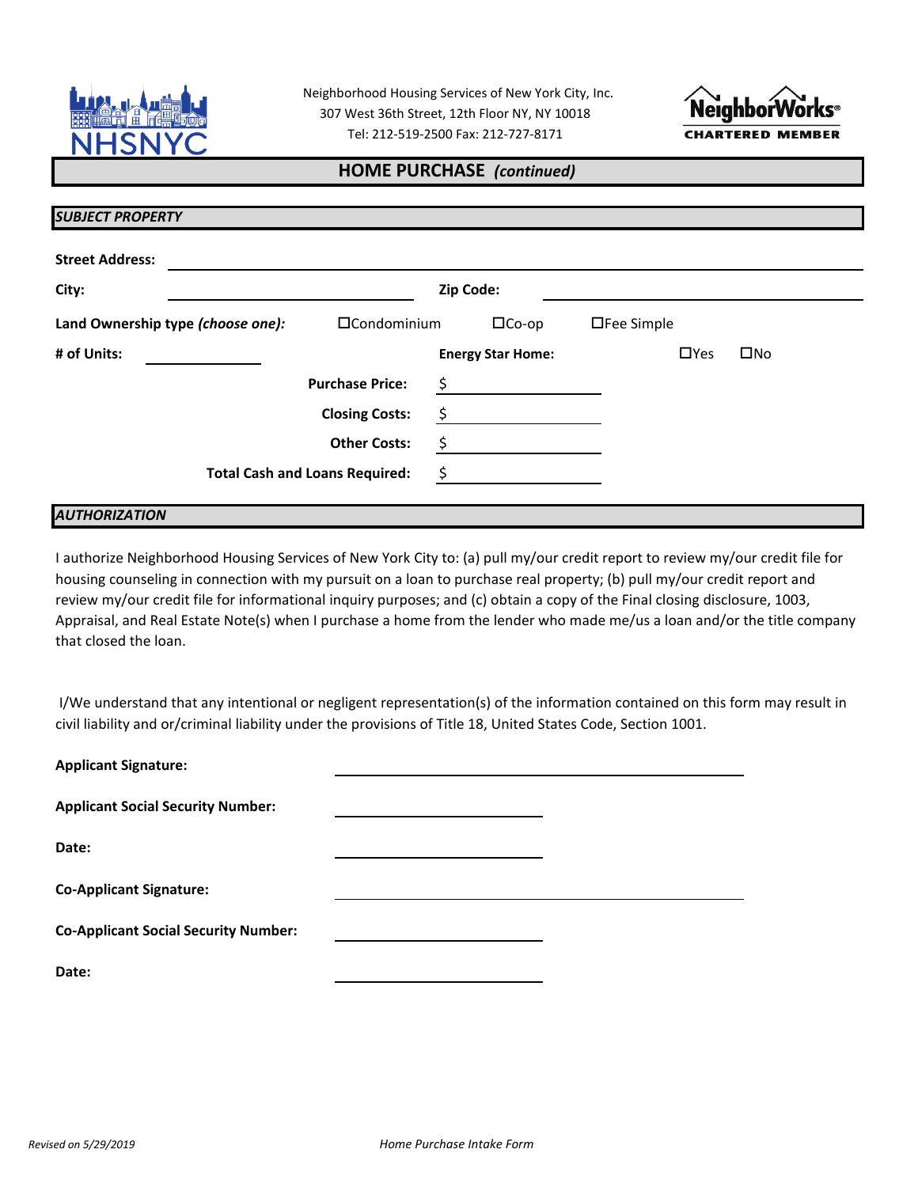Neighborhood Housing Services of New York City, Inc.
307 West 36th Street, 12th Floor NY, NY 10018
Tel: 212-519-2500 Fax: 212-727-8171

# HOME PURCHASE *(continued)*

## *SUBJECT PROPERTY*

**Street Address:** ______________________________

**City:** ____________________ **Zip Code:** ____________________

**Land Ownership type *(choose one)*:** ☐Condominium ☐Co-op ☐Fee Simple

**# of Units:** __________ **Energy Star Home:** ☐Yes ☐No

**Purchase Price:** $ __________

**Closing Costs:** $ __________

**Other Costs:** $ __________

**Total Cash and Loans Required:** $ __________

## *AUTHORIZATION*

I authorize Neighborhood Housing Services of New York City to: (a) pull my/our credit report to review my/our credit file for housing counseling in connection with my pursuit on a loan to purchase real property; (b) pull my/our credit report and review my/our credit file for informational inquiry purposes; and (c) obtain a copy of the Final closing disclosure, 1003, Appraisal, and Real Estate Note(s) when I purchase a home from the lender who made me/us a loan and/or the title company that closed the loan.

I/We understand that any intentional or negligent representation(s) of the information contained on this form may result in civil liability and or/criminal liability under the provisions of Title 18, United States Code, Section 1001.

**Applicant Signature:** ______________________________

**Applicant Social Security Number:** ____________________

**Date:** ____________________

**Co-Applicant Signature:** ______________________________

**Co-Applicant Social Security Number:** ____________________

**Date:** ____________________

*Revised on 5/29/2019* *Home Purchase Intake Form*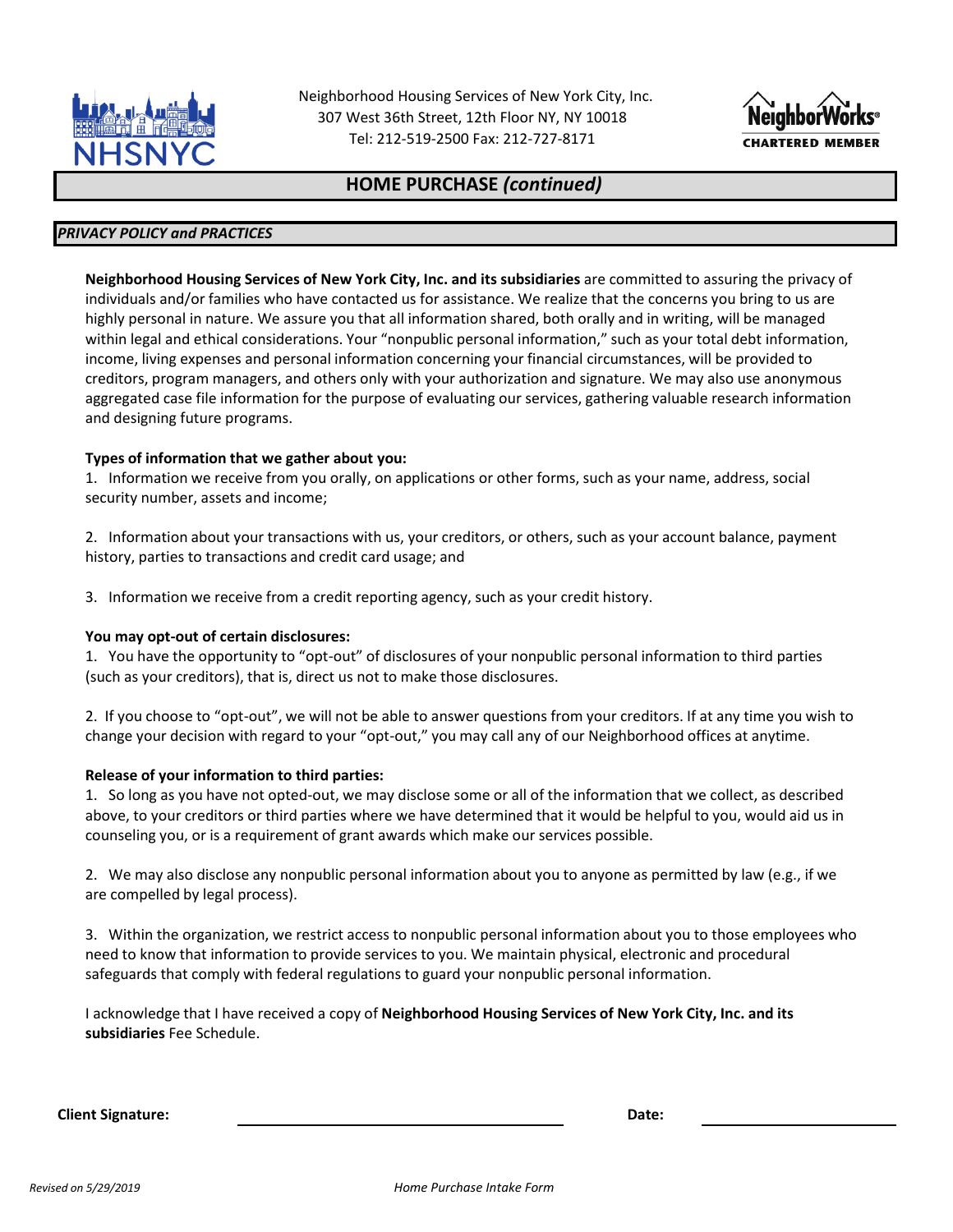Neighborhood Housing Services of New York City, Inc.
307 West 36th Street, 12th Floor NY, NY 10018
Tel: 212-519-2500 Fax: 212-727-8171

## HOME PURCHASE *(continued)*

### *PRIVACY POLICY and PRACTICES*

**Neighborhood Housing Services of New York City, Inc. and its subsidiaries** are committed to assuring the privacy of individuals and/or families who have contacted us for assistance. We realize that the concerns you bring to us are highly personal in nature. We assure you that all information shared, both orally and in writing, will be managed within legal and ethical considerations. Your "nonpublic personal information," such as your total debt information, income, living expenses and personal information concerning your financial circumstances, will be provided to creditors, program managers, and others only with your authorization and signature. We may also use anonymous aggregated case file information for the purpose of evaluating our services, gathering valuable research information and designing future programs.

**Types of information that we gather about you:**

1. Information we receive from you orally, on applications or other forms, such as your name, address, social security number, assets and income;

2. Information about your transactions with us, your creditors, or others, such as your account balance, payment history, parties to transactions and credit card usage; and

3. Information we receive from a credit reporting agency, such as your credit history.

**You may opt-out of certain disclosures:**

1. You have the opportunity to "opt-out" of disclosures of your nonpublic personal information to third parties (such as your creditors), that is, direct us not to make those disclosures.

2. If you choose to "opt-out", we will not be able to answer questions from your creditors. If at any time you wish to change your decision with regard to your "opt-out," you may call any of our Neighborhood offices at anytime.

**Release of your information to third parties:**

1. So long as you have not opted-out, we may disclose some or all of the information that we collect, as described above, to your creditors or third parties where we have determined that it would be helpful to you, would aid us in counseling you, or is a requirement of grant awards which make our services possible.

2. We may also disclose any nonpublic personal information about you to anyone as permitted by law (e.g., if we are compelled by legal process).

3. Within the organization, we restrict access to nonpublic personal information about you to those employees who need to know that information to provide services to you. We maintain physical, electronic and procedural safeguards that comply with federal regulations to guard your nonpublic personal information.

I acknowledge that I have received a copy of **Neighborhood Housing Services of New York City, Inc. and its subsidiaries** Fee Schedule.

**Client Signature:** ______________________________ **Date:** ____________________

*Revised on 5/29/2019* *Home Purchase Intake Form*